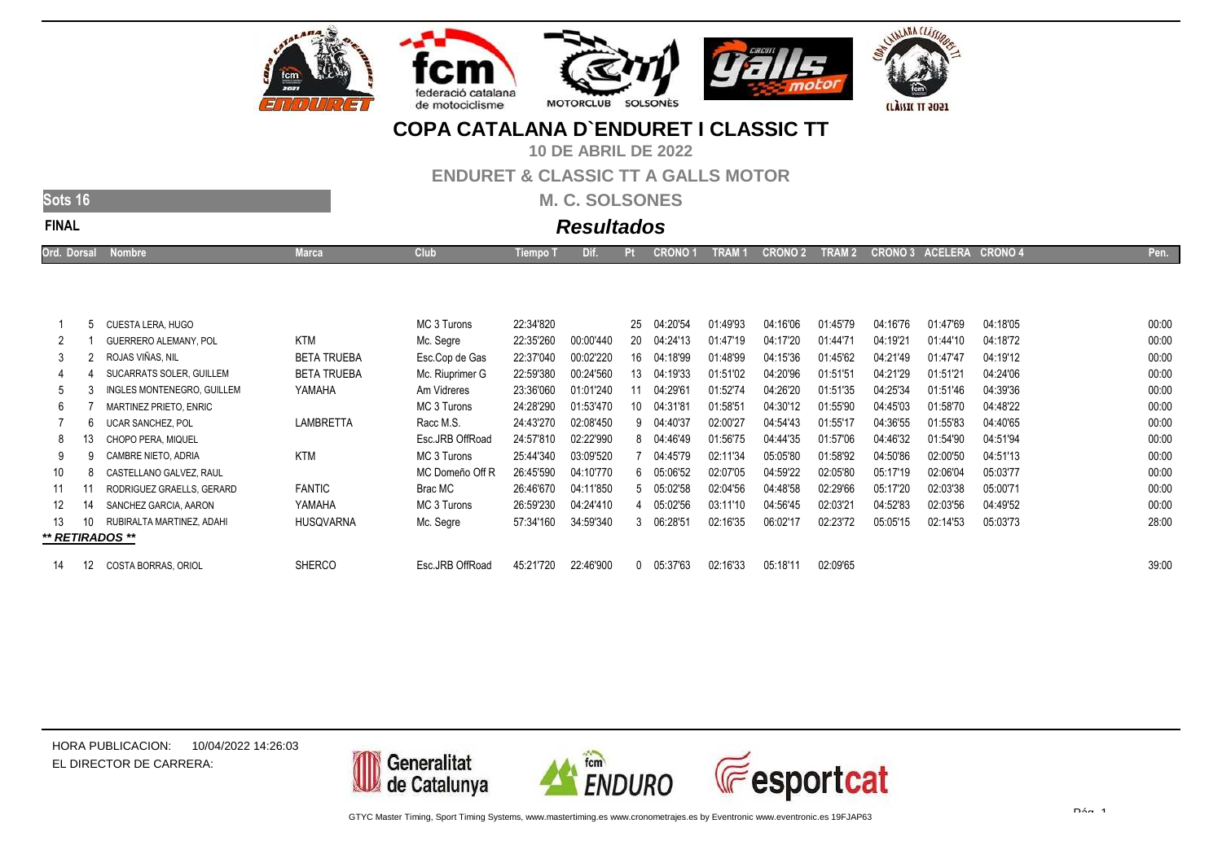# COPA CATALANA D`ENDURET I CLASSIC TT

**10 DE ABRIL DE 2022**

**ENDURET & CLASSIC TT A GALLS MOTOR**

**M. C. SOLSONES**

**Sots 16**

**FINAL**

## *Resultados*

| Ord. | Dorsal | Nombre | Marca | Club | Tiempo T | Dif. | Pt | CRONO 1 | TRAM 1 | CRONO 2 | TRAM 2 | CRONO 3 | ACELERA | CRONO 4 | Pen. |
|---|---|---|---|---|---|---|---|---|---|---|---|---|---|---|---|
| 1 | 5 | CUESTA LERA, HUGO | | MC 3 Turons | 22:34'820 | | 25 | 04:20'54 | 01:49'93 | 04:16'06 | 01:45'79 | 04:16'76 | 01:47'69 | 04:18'05 | 00:00 |
| 2 | 1 | GUERRERO ALEMANY, POL | KTM | Mc. Segre | 22:35'260 | 00:00'440 | 20 | 04:24'13 | 01:47'19 | 04:17'20 | 01:44'71 | 04:19'21 | 01:44'10 | 04:18'72 | 00:00 |
| 3 | 2 | ROJAS VIÑAS, NIL | BETA TRUEBA | Esc.Cop de Gas | 22:37'040 | 00:02'220 | 16 | 04:18'99 | 01:48'99 | 04:15'36 | 01:45'62 | 04:21'49 | 01:47'47 | 04:19'12 | 00:00 |
| 4 | 4 | SUCARRATS SOLER, GUILLEM | BETA TRUEBA | Mc. Riuprimer G | 22:59'380 | 00:24'560 | 13 | 04:19'33 | 01:51'02 | 04:20'96 | 01:51'51 | 04:21'29 | 01:51'21 | 04:24'06 | 00:00 |
| 5 | 3 | INGLES MONTENEGRO, GUILLEM | YAMAHA | Am Vidreres | 23:36'060 | 01:01'240 | 11 | 04:29'61 | 01:52'74 | 04:26'20 | 01:51'35 | 04:25'34 | 01:51'46 | 04:39'36 | 00:00 |
| 6 | 7 | MARTINEZ PRIETO, ENRIC | | MC 3 Turons | 24:28'290 | 01:53'470 | 10 | 04:31'81 | 01:58'51 | 04:30'12 | 01:55'90 | 04:45'03 | 01:58'70 | 04:48'22 | 00:00 |
| 7 | 6 | UCAR SANCHEZ, POL | LAMBRETTA | Racc M.S. | 24:43'270 | 02:08'450 | 9 | 04:40'37 | 02:00'27 | 04:54'43 | 01:55'17 | 04:36'55 | 01:55'83 | 04:40'65 | 00:00 |
| 8 | 13 | CHOPO PERA, MIQUEL | | Esc.JRB OffRoad | 24:57'810 | 02:22'990 | 8 | 04:46'49 | 01:56'75 | 04:44'35 | 01:57'06 | 04:46'32 | 01:54'90 | 04:51'94 | 00:00 |
| 9 | 9 | CAMBRE NIETO, ADRIA | KTM | MC 3 Turons | 25:44'340 | 03:09'520 | 7 | 04:45'79 | 02:11'34 | 05:05'80 | 01:58'92 | 04:50'86 | 02:00'50 | 04:51'13 | 00:00 |
| 10 | 8 | CASTELLANO GALVEZ, RAUL | | MC Domeño Off R | 26:45'590 | 04:10'770 | 6 | 05:06'52 | 02:07'05 | 04:59'22 | 02:05'80 | 05:17'19 | 02:06'04 | 05:03'77 | 00:00 |
| 11 | 11 | RODRIGUEZ GRAELLS, GERARD | FANTIC | Brac MC | 26:46'670 | 04:11'850 | 5 | 05:02'58 | 02:04'56 | 04:48'58 | 02:29'66 | 05:17'20 | 02:03'38 | 05:00'71 | 00:00 |
| 12 | 14 | SANCHEZ GARCIA, AARON | YAMAHA | MC 3 Turons | 26:59'230 | 04:24'410 | 4 | 05:02'56 | 03:11'10 | 04:56'45 | 02:03'21 | 04:52'83 | 02:03'56 | 04:49'52 | 00:00 |
| 13 | 10 | RUBIRALTA MARTINEZ, ADAHI | HUSQVARNA | Mc. Segre | 57:34'160 | 34:59'340 | 3 | 06:28'51 | 02:16'35 | 06:02'17 | 02:23'72 | 05:05'15 | 02:14'53 | 05:03'73 | 28:00 |
| ***\*\* RETIRADOS \*\**** | | | | | | | | | | | | | | | |
| 14 | 12 | COSTA BORRAS, ORIOL | SHERCO | Esc.JRB OffRoad | 45:21'720 | 22:46'900 | 0 | 05:37'63 | 02:16'33 | 05:18'11 | 02:09'65 | | | | 39:00 |

HORA PUBLICACION: 10/04/2022 14:26:03

EL DIRECTOR DE CARRERA:

GTYC Master Timing, Sport Timing Systems, www.mastertiming.es www.cronometrajes.es by Eventronic www.eventronic.es 19FJAP63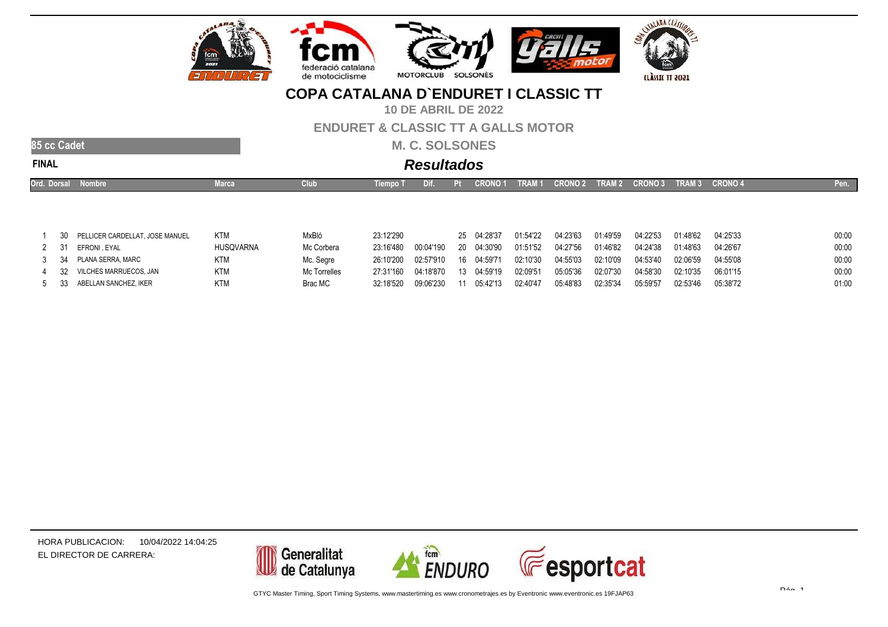# COPA CATALANA D`ENDURET I CLASSIC TT

**10 DE ABRIL DE 2022**

**ENDURET & CLASSIC TT A GALLS MOTOR**

**M. C. SOLSONES**

**85 cc Cadet**

**FINAL**

## *Resultados*

| Ord. | Dorsal | Nombre | Marca | Club | Tiempo T | Dif. | Pt | CRONO 1 | TRAM 1 | CRONO 2 | TRAM 2 | CRONO 3 | TRAM 3 | CRONO 4 | Pen. |
|---|---|---|---|---|---|---|---|---|---|---|---|---|---|---|---|
| 1 | 30 | PELLICER CARDELLAT, JOSE MANUEL | KTM | MxBló | 23:12'290 | | 25 | 04:28'37 | 01:54'22 | 04:23'63 | 01:49'59 | 04:22'53 | 01:48'62 | 04:25'33 | 00:00 |
| 2 | 31 | EFRONI , EYAL | HUSQVARNA | Mc Corbera | 23:16'480 | 00:04'190 | 20 | 04:30'90 | 01:51'52 | 04:27'56 | 01:46'82 | 04:24'38 | 01:48'63 | 04:26'67 | 00:00 |
| 3 | 34 | PLANA SERRA, MARC | KTM | Mc. Segre | 26:10'200 | 02:57'910 | 16 | 04:59'71 | 02:10'30 | 04:55'03 | 02:10'09 | 04:53'40 | 02:06'59 | 04:55'08 | 00:00 |
| 4 | 32 | VILCHES MARRUECOS, JAN | KTM | Mc Torrelles | 27:31'160 | 04:18'870 | 13 | 04:59'19 | 02:09'51 | 05:05'36 | 02:07'30 | 04:58'30 | 02:10'35 | 06:01'15 | 00:00 |
| 5 | 33 | ABELLAN SANCHEZ, IKER | KTM | Brac MC | 32:18'520 | 09:06'230 | 11 | 05:42'13 | 02:40'47 | 05:48'83 | 02:35'34 | 05:59'57 | 02:53'46 | 05:38'72 | 01:00 |

HORA PUBLICACION: 10/04/2022 14:04:25

EL DIRECTOR DE CARRERA:

GTYC Master Timing, Sport Timing Systems, www.mastertiming.es www.cronometrajes.es by Eventronic www.eventronic.es 19FJAP63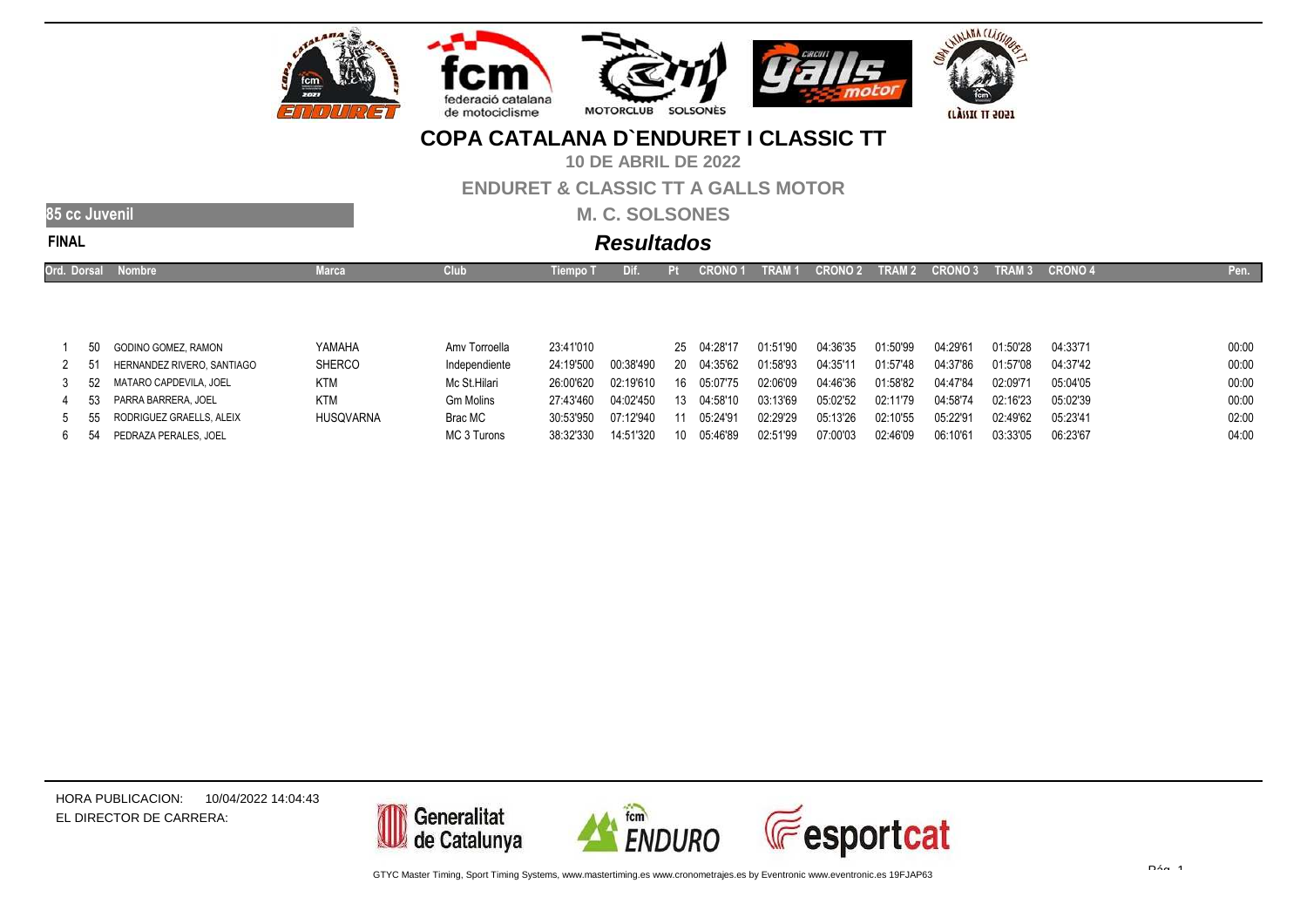# COPA CATALANA D`ENDURET I CLASSIC TT

**10 DE ABRIL DE 2022**

**ENDURET & CLASSIC TT A GALLS MOTOR**

**M. C. SOLSONES**

**85 cc Juvenil**

**FINAL**

## *Resultados*

| Ord. | Dorsal | Nombre | Marca | Club | Tiempo T | Dif. | Pt | CRONO 1 | TRAM 1 | CRONO 2 | TRAM 2 | CRONO 3 | TRAM 3 | CRONO 4 | Pen. |
|---|---|---|---|---|---|---|---|---|---|---|---|---|---|---|---|
| 1 | 50 | GODINO GOMEZ, RAMON | YAMAHA | Amv Torroella | 23:41'010 | | 25 | 04:28'17 | 01:51'90 | 04:36'35 | 01:50'99 | 04:29'61 | 01:50'28 | 04:33'71 | 00:00 |
| 2 | 51 | HERNANDEZ RIVERO, SANTIAGO | SHERCO | Independiente | 24:19'500 | 00:38'490 | 20 | 04:35'62 | 01:58'93 | 04:35'11 | 01:57'48 | 04:37'86 | 01:57'08 | 04:37'42 | 00:00 |
| 3 | 52 | MATARO CAPDEVILA, JOEL | KTM | Mc St.Hilari | 26:00'620 | 02:19'610 | 16 | 05:07'75 | 02:06'09 | 04:46'36 | 01:58'82 | 04:47'84 | 02:09'71 | 05:04'05 | 00:00 |
| 4 | 53 | PARRA BARRERA, JOEL | KTM | Gm Molins | 27:43'460 | 04:02'450 | 13 | 04:58'10 | 03:13'69 | 05:02'52 | 02:11'79 | 04:58'74 | 02:16'23 | 05:02'39 | 00:00 |
| 5 | 55 | RODRIGUEZ GRAELLS, ALEIX | HUSQVARNA | Brac MC | 30:53'950 | 07:12'940 | 11 | 05:24'91 | 02:29'29 | 05:13'26 | 02:10'55 | 05:22'91 | 02:49'62 | 05:23'41 | 02:00 |
| 6 | 54 | PEDRAZA PERALES, JOEL | | MC 3 Turons | 38:32'330 | 14:51'320 | 10 | 05:46'89 | 02:51'99 | 07:00'03 | 02:46'09 | 06:10'61 | 03:33'05 | 06:23'67 | 04:00 |

HORA PUBLICACION: 10/04/2022 14:04:43

EL DIRECTOR DE CARRERA:

GTYC Master Timing, Sport Timing Systems, www.mastertiming.es www.cronometrajes.es by Eventronic www.eventronic.es 19FJAP63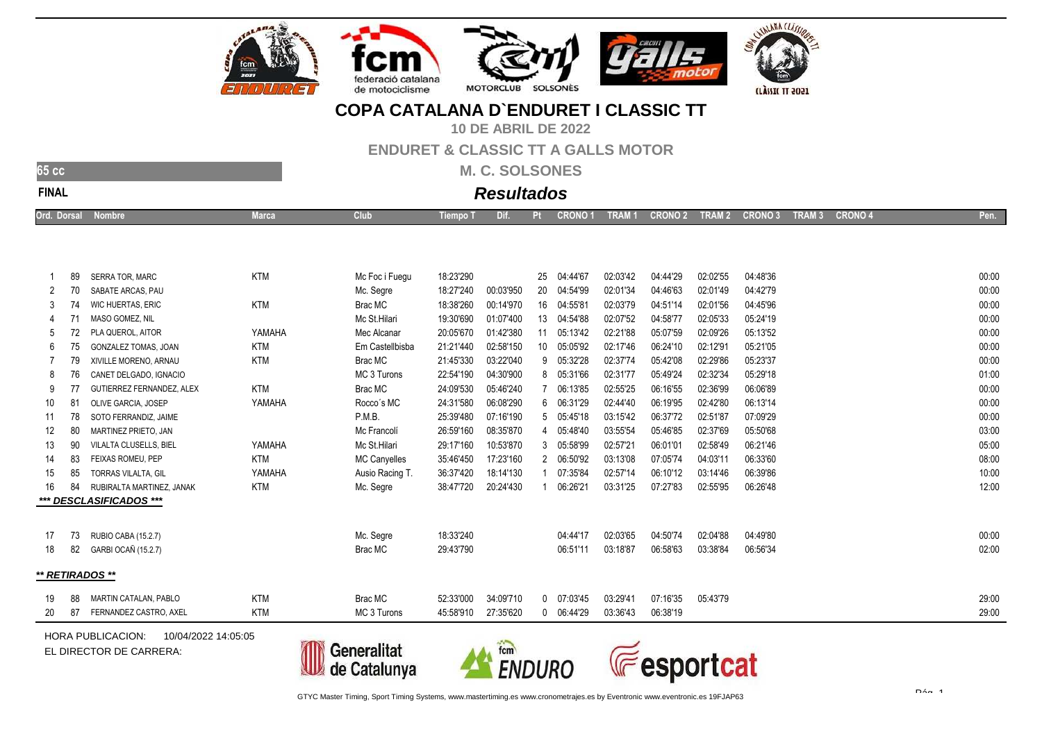# COPA CATALANA D`ENDURET I CLASSIC TT

**10 DE ABRIL DE 2022**

**ENDURET & CLASSIC TT A GALLS MOTOR**

**65 cc**

**M. C. SOLSONES**

**FINAL**

## *Resultados*

| Ord. | Dorsal | Nombre | Marca | Club | Tiempo T | Dif. | Pt | CRONO 1 | TRAM 1 | CRONO 2 | TRAM 2 | CRONO 3 | TRAM 3 | CRONO 4 | Pen. |
|---|---|---|---|---|---|---|---|---|---|---|---|---|---|---|---|
| 1 | 89 | SERRA TOR, MARC | KTM | Mc Foc i Fuegu | 18:23'290 | | 25 | 04:44'67 | 02:03'42 | 04:44'29 | 02:02'55 | 04:48'36 | | | 00:00 |
| 2 | 70 | SABATE ARCAS, PAU | | Mc. Segre | 18:27'240 | 00:03'950 | 20 | 04:54'99 | 02:01'34 | 04:46'63 | 02:01'49 | 04:42'79 | | | 00:00 |
| 3 | 74 | WIC HUERTAS, ERIC | KTM | Brac MC | 18:38'260 | 00:14'970 | 16 | 04:55'81 | 02:03'79 | 04:51'14 | 02:01'56 | 04:45'96 | | | 00:00 |
| 4 | 71 | MASO GOMEZ, NIL | | Mc St.Hilari | 19:30'690 | 01:07'400 | 13 | 04:54'88 | 02:07'52 | 04:58'77 | 02:05'33 | 05:24'19 | | | 00:00 |
| 5 | 72 | PLA QUEROL, AITOR | YAMAHA | Mec Alcanar | 20:05'670 | 01:42'380 | 11 | 05:13'42 | 02:21'88 | 05:07'59 | 02:09'26 | 05:13'52 | | | 00:00 |
| 6 | 75 | GONZALEZ TOMAS, JOAN | KTM | Em Castellbisba | 21:21'440 | 02:58'150 | 10 | 05:05'92 | 02:17'46 | 06:24'10 | 02:12'91 | 05:21'05 | | | 00:00 |
| 7 | 79 | XIVILLE MORENO, ARNAU | KTM | Brac MC | 21:45'330 | 03:22'040 | 9 | 05:32'28 | 02:37'74 | 05:42'08 | 02:29'86 | 05:23'37 | | | 00:00 |
| 8 | 76 | CANET DELGADO, IGNACIO | | MC 3 Turons | 22:54'190 | 04:30'900 | 8 | 05:31'66 | 02:31'77 | 05:49'24 | 02:32'34 | 05:29'18 | | | 01:00 |
| 9 | 77 | GUTIERREZ FERNANDEZ, ALEX | KTM | Brac MC | 24:09'530 | 05:46'240 | 7 | 06:13'85 | 02:55'25 | 06:16'55 | 02:36'99 | 06:06'89 | | | 00:00 |
| 10 | 81 | OLIVE GARCIA, JOSEP | YAMAHA | Rocco´s MC | 24:31'580 | 06:08'290 | 6 | 06:31'29 | 02:44'40 | 06:19'95 | 02:42'80 | 06:13'14 | | | 00:00 |
| 11 | 78 | SOTO FERRANDIZ, JAIME | | P.M.B. | 25:39'480 | 07:16'190 | 5 | 05:45'18 | 03:15'42 | 06:37'72 | 02:51'87 | 07:09'29 | | | 00:00 |
| 12 | 80 | MARTINEZ PRIETO, JAN | | Mc Francolí | 26:59'160 | 08:35'870 | 4 | 05:48'40 | 03:55'54 | 05:46'85 | 02:37'69 | 05:50'68 | | | 03:00 |
| 13 | 90 | VILALTA CLUSELLS, BIEL | YAMAHA | Mc St.Hilari | 29:17'160 | 10:53'870 | 3 | 05:58'99 | 02:57'21 | 06:01'01 | 02:58'49 | 06:21'46 | | | 05:00 |
| 14 | 83 | FEIXAS ROMEU, PEP | KTM | MC Canyelles | 35:46'450 | 17:23'160 | 2 | 06:50'92 | 03:13'08 | 07:05'74 | 04:03'11 | 06:33'60 | | | 08:00 |
| 15 | 85 | TORRAS VILALTA, GIL | YAMAHA | Ausio Racing T. | 36:37'420 | 18:14'130 | 1 | 07:35'84 | 02:57'14 | 06:10'12 | 03:14'46 | 06:39'86 | | | 10:00 |
| 16 | 84 | RUBIRALTA MARTINEZ, JANAK | KTM | Mc. Segre | 38:47'720 | 20:24'430 | 1 | 06:26'21 | 03:31'25 | 07:27'83 | 02:55'95 | 06:26'48 | | | 12:00 |
| | | ***** DESCLASIFICADOS ***** | | | | | | | | | | | | | |
| 17 | 73 | RUBIO CABA (15.2.7) | | Mc. Segre | 18:33'240 | | | 04:44'17 | 02:03'65 | 04:50'74 | 02:04'88 | 04:49'80 | | | 00:00 |
| 18 | 82 | GARBI OCAÑ (15.2.7) | | Brac MC | 29:43'790 | | | 06:51'11 | 03:18'87 | 06:58'63 | 03:38'84 | 06:56'34 | | | 02:00 |
| | | ***** RETIRADOS ***** | | | | | | | | | | | | | |
| 19 | 88 | MARTIN CATALAN, PABLO | KTM | Brac MC | 52:33'000 | 34:09'710 | 0 | 07:03'45 | 03:29'41 | 07:16'35 | 05:43'79 | | | | 29:00 |
| 20 | 87 | FERNANDEZ CASTRO, AXEL | KTM | MC 3 Turons | 45:58'910 | 27:35'620 | 0 | 06:44'29 | 03:36'43 | 06:38'19 | | | | | 29:00 |

HORA PUBLICACION: 10/04/2022 14:05:05

EL DIRECTOR DE CARRERA:

GTYC Master Timing, Sport Timing Systems, www.mastertiming.es www.cronometrajes.es by Eventronic www.eventronic.es 19FJAP63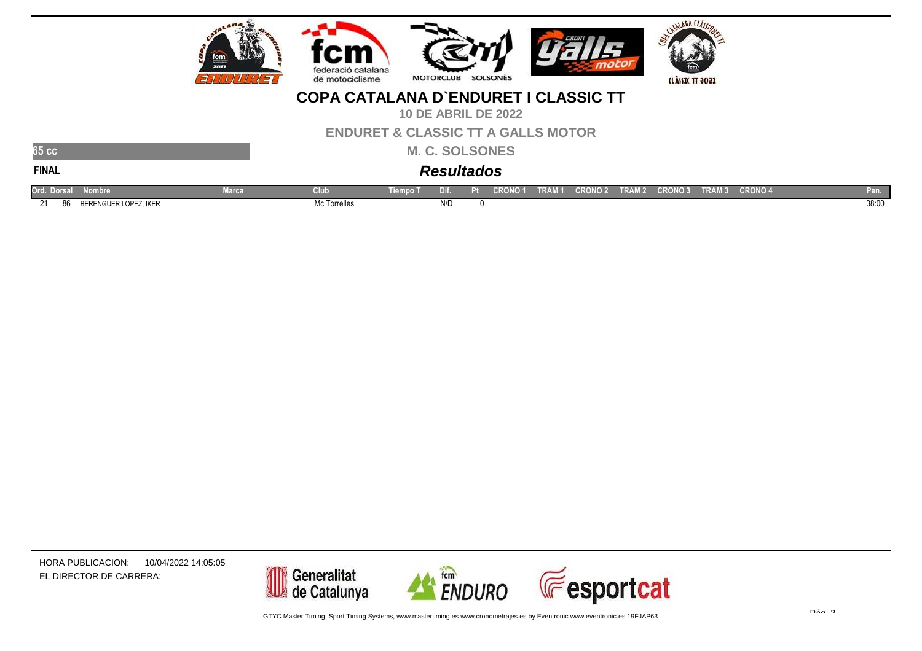# COPA CATALANA D`ENDURET I CLASSIC TT

**10 DE ABRIL DE 2022**

**ENDURET & CLASSIC TT A GALLS MOTOR**

**M. C. SOLSONES**

**65 cc**

**FINAL**

## *Resultados*

| Ord. | Dorsal | Nombre | Marca | Club | Tiempo T | Dif. | Pt | CRONO 1 | TRAM 1 | CRONO 2 | TRAM 2 | CRONO 3 | TRAM 3 | CRONO 4 | Pen. |
|---|---|---|---|---|---|---|---|---|---|---|---|---|---|---|---|
| 21 | 86 | BERENGUER LOPEZ, IKER | | Mc Torrelles | | N/D | 0 | | | | | | | | 38:00 |

HORA PUBLICACION: 10/04/2022 14:05:05

EL DIRECTOR DE CARRERA:

GTYC Master Timing, Sport Timing Systems, www.mastertiming.es www.cronometrajes.es by Eventronic www.eventronic.es 19FJAP63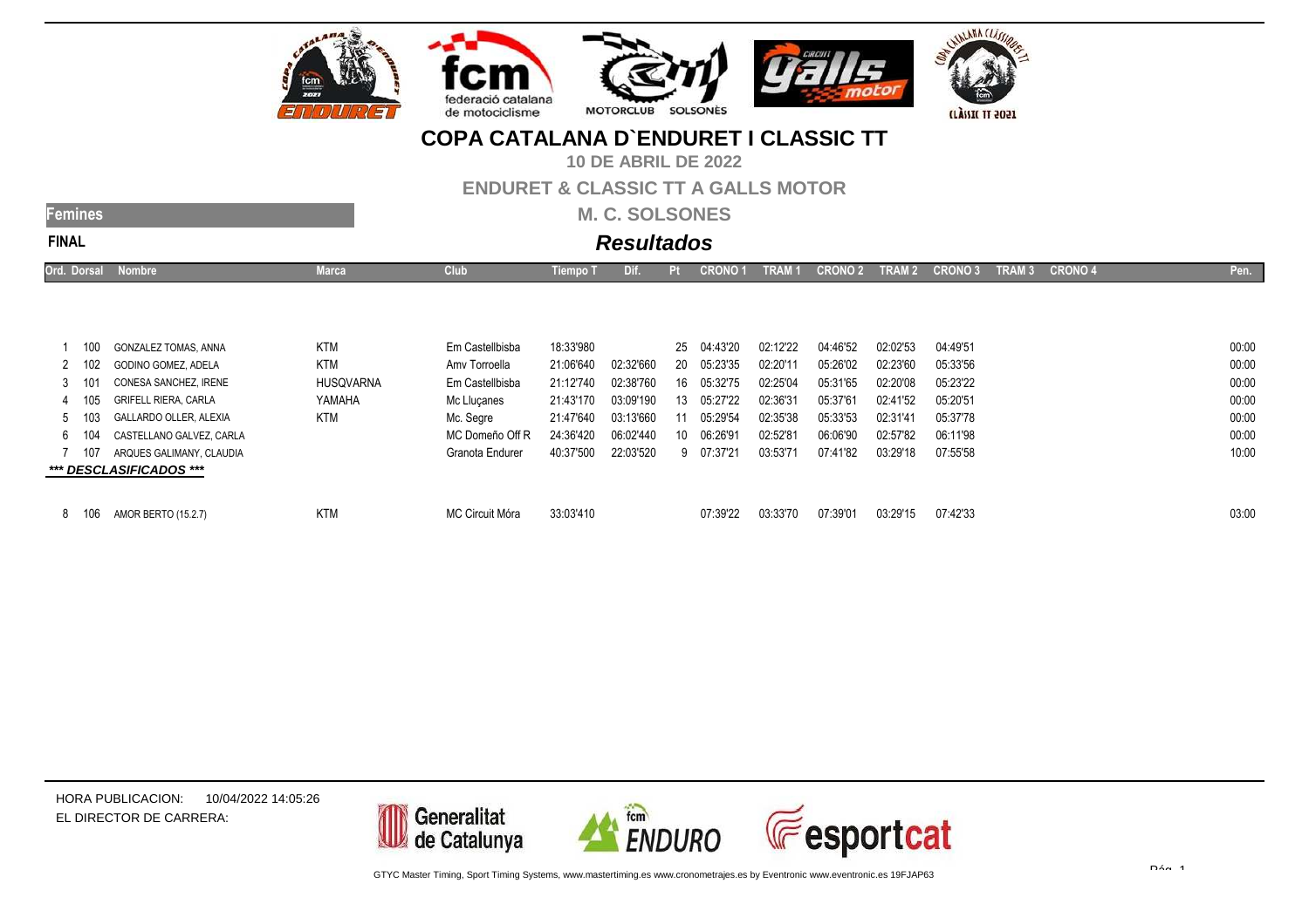# COPA CATALANA D`ENDURET I CLASSIC TT

**10 DE ABRIL DE 2022**

**ENDURET & CLASSIC TT A GALLS MOTOR**

**M. C. SOLSONES**

**Femines**

**FINAL**

## *Resultados*

| Ord. | Dorsal | Nombre | Marca | Club | Tiempo T | Dif. | Pt | CRONO 1 | TRAM 1 | CRONO 2 | TRAM 2 | CRONO 3 | TRAM 3 | CRONO 4 | Pen. |
|---|---|---|---|---|---|---|---|---|---|---|---|---|---|---|---|
| 1 | 100 | GONZALEZ TOMAS, ANNA | KTM | Em Castellbisba | 18:33'980 | | 25 | 04:43'20 | 02:12'22 | 04:46'52 | 02:02'53 | 04:49'51 | | | 00:00 |
| 2 | 102 | GODINO GOMEZ, ADELA | KTM | Amv Torroella | 21:06'640 | 02:32'660 | 20 | 05:23'35 | 02:20'11 | 05:26'02 | 02:23'60 | 05:33'56 | | | 00:00 |
| 3 | 101 | CONESA SANCHEZ, IRENE | HUSQVARNA | Em Castellbisba | 21:12'740 | 02:38'760 | 16 | 05:32'75 | 02:25'04 | 05:31'65 | 02:20'08 | 05:23'22 | | | 00:00 |
| 4 | 105 | GRIFELL RIERA, CARLA | YAMAHA | Mc Lluçanes | 21:43'170 | 03:09'190 | 13 | 05:27'22 | 02:36'31 | 05:37'61 | 02:41'52 | 05:20'51 | | | 00:00 |
| 5 | 103 | GALLARDO OLLER, ALEXIA | KTM | Mc. Segre | 21:47'640 | 03:13'660 | 11 | 05:29'54 | 02:35'38 | 05:33'53 | 02:31'41 | 05:37'78 | | | 00:00 |
| 6 | 104 | CASTELLANO GALVEZ, CARLA | | MC Domeño Off R | 24:36'420 | 06:02'440 | 10 | 06:26'91 | 02:52'81 | 06:06'90 | 02:57'82 | 06:11'98 | | | 00:00 |
| 7 | 107 | ARQUES GALIMANY, CLAUDIA | | Granota Endurer | 40:37'500 | 22:03'520 | 9 | 07:37'21 | 03:53'71 | 07:41'82 | 03:29'18 | 07:55'58 | | | 10:00 |
| | | ***\*\*\* DESCLASIFICADOS \*\*\**** | | | | | | | | | | | | | |
| 8 | 106 | AMOR BERTO (15.2.7) | KTM | MC Circuit Móra | 33:03'410 | | | 07:39'22 | 03:33'70 | 07:39'01 | 03:29'15 | 07:42'33 | | | 03:00 |

HORA PUBLICACION: 10/04/2022 14:05:26

EL DIRECTOR DE CARRERA:

GTYC Master Timing, Sport Timing Systems, www.mastertiming.es www.cronometrajes.es by Eventronic www.eventronic.es 19FJAP63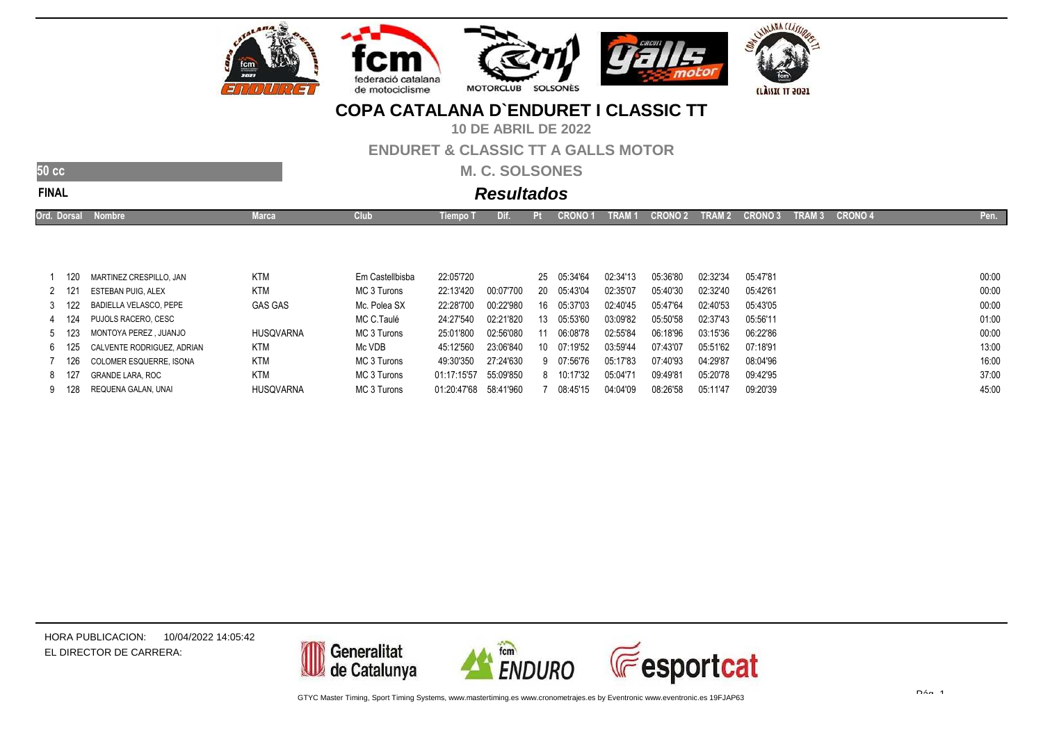# COPA CATALANA D`ENDURET I CLASSIC TT

**10 DE ABRIL DE 2022**

**ENDURET & CLASSIC TT A GALLS MOTOR**

**M. C. SOLSONES**

**50 cc**

**FINAL**

## *Resultados*

| Ord. | Dorsal | Nombre | Marca | Club | Tiempo T | Dif. | Pt | CRONO 1 | TRAM 1 | CRONO 2 | TRAM 2 | CRONO 3 | TRAM 3 | CRONO 4 | Pen. |
|---|---|---|---|---|---|---|---|---|---|---|---|---|---|---|---|
| 1 | 120 | MARTINEZ CRESPILLO, JAN | KTM | Em Castellbisba | 22:05'720 | | 25 | 05:34'64 | 02:34'13 | 05:36'80 | 02:32'34 | 05:47'81 | | | 00:00 |
| 2 | 121 | ESTEBAN PUIG, ALEX | KTM | MC 3 Turons | 22:13'420 | 00:07'700 | 20 | 05:43'04 | 02:35'07 | 05:40'30 | 02:32'40 | 05:42'61 | | | 00:00 |
| 3 | 122 | BADIELLA VELASCO, PEPE | GAS GAS | Mc. Polea SX | 22:28'700 | 00:22'980 | 16 | 05:37'03 | 02:40'45 | 05:47'64 | 02:40'53 | 05:43'05 | | | 00:00 |
| 4 | 124 | PUJOLS RACERO, CESC | | MC C.Taulé | 24:27'540 | 02:21'820 | 13 | 05:53'60 | 03:09'82 | 05:50'58 | 02:37'43 | 05:56'11 | | | 01:00 |
| 5 | 123 | MONTOYA PEREZ , JUANJO | HUSQVARNA | MC 3 Turons | 25:01'800 | 02:56'080 | 11 | 06:08'78 | 02:55'84 | 06:18'96 | 03:15'36 | 06:22'86 | | | 00:00 |
| 6 | 125 | CALVENTE RODRIGUEZ, ADRIAN | KTM | Mc VDB | 45:12'560 | 23:06'840 | 10 | 07:19'52 | 03:59'44 | 07:43'07 | 05:51'62 | 07:18'91 | | | 13:00 |
| 7 | 126 | COLOMER ESQUERRE, ISONA | KTM | MC 3 Turons | 49:30'350 | 27:24'630 | 9 | 07:56'76 | 05:17'83 | 07:40'93 | 04:29'87 | 08:04'96 | | | 16:00 |
| 8 | 127 | GRANDE LARA, ROC | KTM | MC 3 Turons | 01:17:15'57 | 55:09'850 | 8 | 10:17'32 | 05:04'71 | 09:49'81 | 05:20'78 | 09:42'95 | | | 37:00 |
| 9 | 128 | REQUENA GALAN, UNAI | HUSQVARNA | MC 3 Turons | 01:20:47'68 | 58:41'960 | 7 | 08:45'15 | 04:04'09 | 08:26'58 | 05:11'47 | 09:20'39 | | | 45:00 |

HORA PUBLICACION: 10/04/2022 14:05:42

EL DIRECTOR DE CARRERA:

GTYC Master Timing, Sport Timing Systems, www.mastertiming.es www.cronometrajes.es by Eventronic www.eventronic.es 19FJAP63